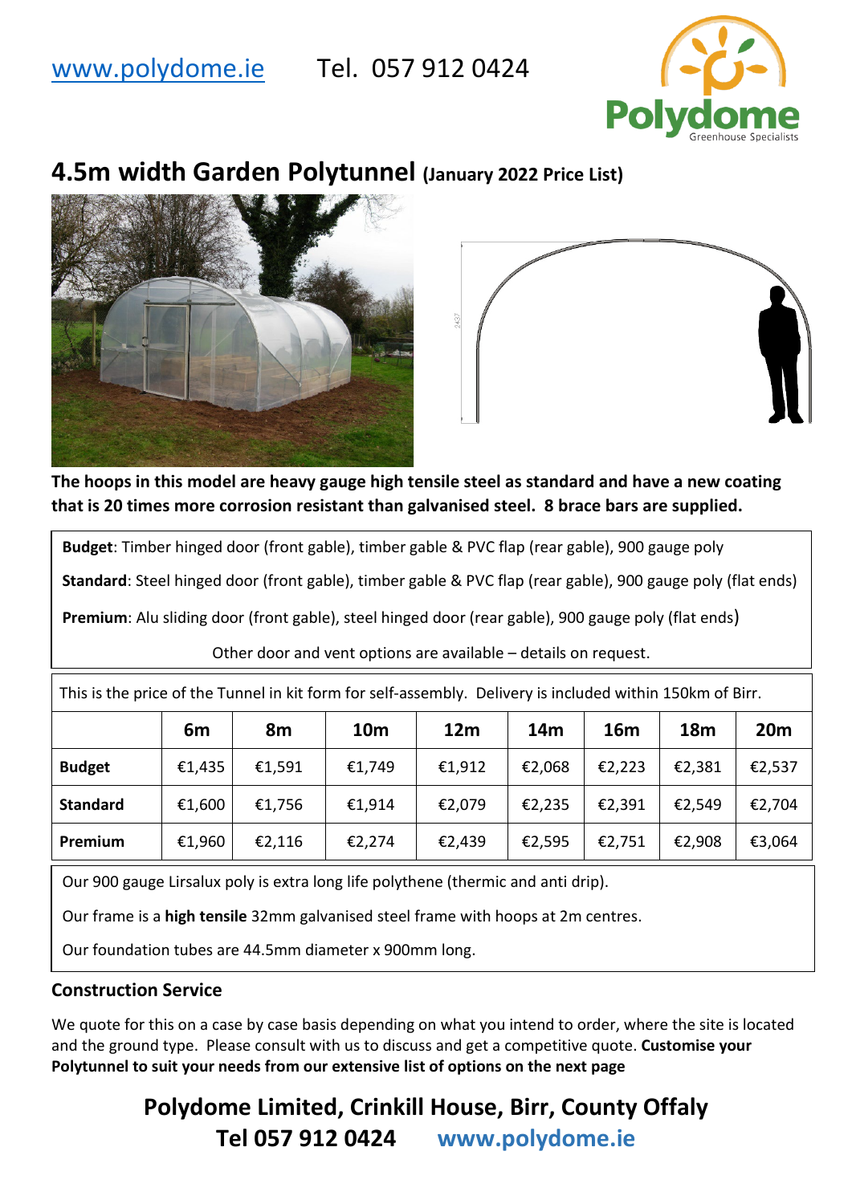www.polydome.ie Tel. 057 912 0424

# 4.5m width Garden Polytunnel (January 2022 Price List)

**The hoops in this model are heavy gauge high tensile steel as standard and have a new coating that is 20 times more corrosion resistant than galvanised steel. 8 brace bars are supplied.**

**Budget**: Timber hinged door (front gable), timber gable & PVC flap (rear gable), 900 gauge poly

**Standard**: Steel hinged door (front gable), timber gable & PVC flap (rear gable), 900 gauge poly (flat ends)

**Premium**: Alu sliding door (front gable), steel hinged door (rear gable), 900 gauge poly (flat ends)

Other door and vent options are available – details on request.

This is the price of the Tunnel in kit form for self-assembly. Delivery is included within 150km of Birr.

| | 6m | 8m | 10m | 12m | 14m | 16m | 18m | 20m |
|---|---|---|---|---|---|---|---|---|
| **Budget** | €1,435 | €1,591 | €1,749 | €1,912 | €2,068 | €2,223 | €2,381 | €2,537 |
| **Standard** | €1,600 | €1,756 | €1,914 | €2,079 | €2,235 | €2,391 | €2,549 | €2,704 |
| **Premium** | €1,960 | €2,116 | €2,274 | €2,439 | €2,595 | €2,751 | €2,908 | €3,064 |

Our 900 gauge Lirsalux poly is extra long life polythene (thermic and anti drip).

Our frame is a **high tensile** 32mm galvanised steel frame with hoops at 2m centres.

Our foundation tubes are 44.5mm diameter x 900mm long.

## Construction Service

We quote for this on a case by case basis depending on what you intend to order, where the site is located and the ground type. Please consult with us to discuss and get a competitive quote. **Customise your Polytunnel to suit your needs from our extensive list of options on the next page**

**Polydome Limited, Crinkill House, Birr, County Offaly**
**Tel 057 912 0424 www.polydome.ie**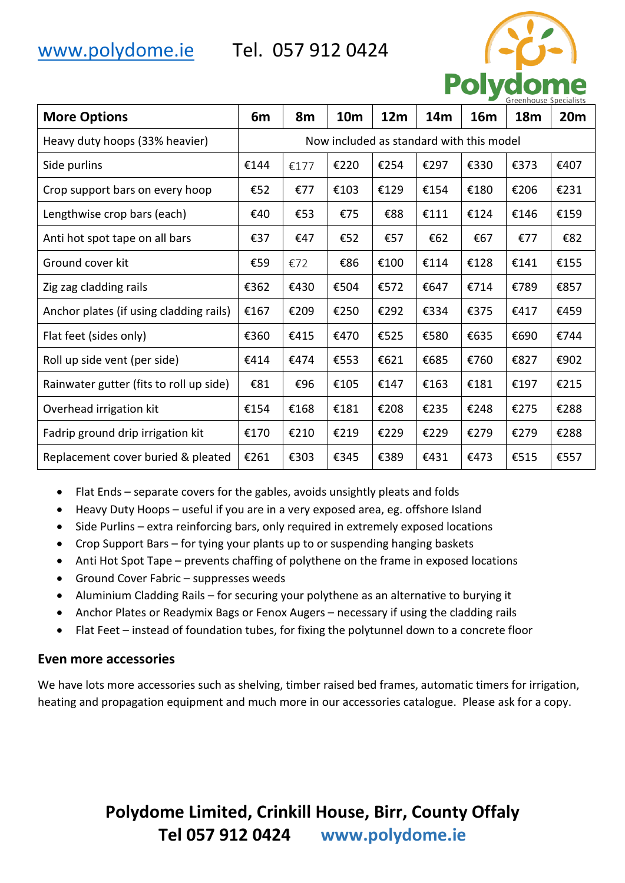[www.polydome.ie](http://www.polydome.ie) Tel. 057 912 0424

Polydome
Greenhouse Specialists

| More Options | 6m | 8m | 10m | 12m | 14m | 16m | 18m | 20m |
|---|---|---|---|---|---|---|---|---|
| Heavy duty hoops (33% heavier) | Now included as standard with this model | | | | | | | |
| Side purlins | €144 | €177 | €220 | €254 | €297 | €330 | €373 | €407 |
| Crop support bars on every hoop | €52 | €77 | €103 | €129 | €154 | €180 | €206 | €231 |
| Lengthwise crop bars (each) | €40 | €53 | €75 | €88 | €111 | €124 | €146 | €159 |
| Anti hot spot tape on all bars | €37 | €47 | €52 | €57 | €62 | €67 | €77 | €82 |
| Ground cover kit | €59 | €72 | €86 | €100 | €114 | €128 | €141 | €155 |
| Zig zag cladding rails | €362 | €430 | €504 | €572 | €647 | €714 | €789 | €857 |
| Anchor plates (if using cladding rails) | €167 | €209 | €250 | €292 | €334 | €375 | €417 | €459 |
| Flat feet (sides only) | €360 | €415 | €470 | €525 | €580 | €635 | €690 | €744 |
| Roll up side vent (per side) | €414 | €474 | €553 | €621 | €685 | €760 | €827 | €902 |
| Rainwater gutter (fits to roll up side) | €81 | €96 | €105 | €147 | €163 | €181 | €197 | €215 |
| Overhead irrigation kit | €154 | €168 | €181 | €208 | €235 | €248 | €275 | €288 |
| Fadrip ground drip irrigation kit | €170 | €210 | €219 | €229 | €229 | €279 | €279 | €288 |
| Replacement cover buried & pleated | €261 | €303 | €345 | €389 | €431 | €473 | €515 | €557 |

- Flat Ends – separate covers for the gables, avoids unsightly pleats and folds
- Heavy Duty Hoops – useful if you are in a very exposed area, eg. offshore Island
- Side Purlins – extra reinforcing bars, only required in extremely exposed locations
- Crop Support Bars – for tying your plants up to or suspending hanging baskets
- Anti Hot Spot Tape – prevents chaffing of polythene on the frame in exposed locations
- Ground Cover Fabric – suppresses weeds
- Aluminium Cladding Rails – for securing your polythene as an alternative to burying it
- Anchor Plates or Readymix Bags or Fenox Augers – necessary if using the cladding rails
- Flat Feet – instead of foundation tubes, for fixing the polytunnel down to a concrete floor

### Even more accessories

We have lots more accessories such as shelving, timber raised bed frames, automatic timers for irrigation, heating and propagation equipment and much more in our accessories catalogue. Please ask for a copy.

**Polydome Limited, Crinkill House, Birr, County Offaly**
**Tel 057 912 0424 www.polydome.ie**